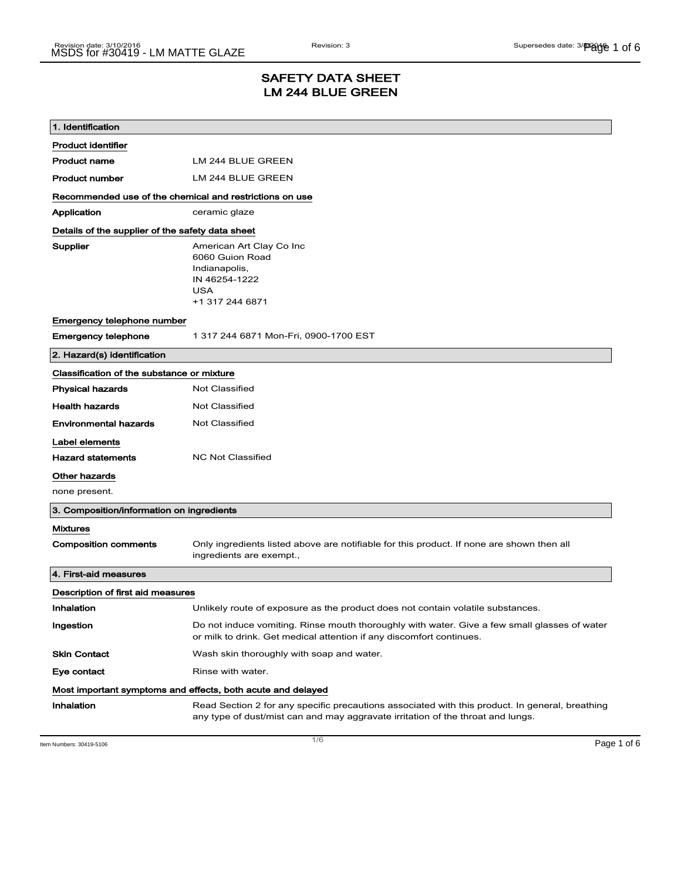# SAFETY DATA SHEET
# LM 244 BLUE GREEN

## 1. Identification

**Product identifier**

| | |
|---|---|
| **Product name** | LM 244 BLUE GREEN |
| **Product number** | LM 244 BLUE GREEN |

**Recommended use of the chemical and restrictions on use**

| | |
|---|---|
| **Application** | ceramic glaze |

**Details of the supplier of the safety data sheet**

**Supplier**

American Art Clay Co Inc
6060 Guion Road
Indianapolis,
IN 46254-1222
USA
+1 317 244 6871

**Emergency telephone number**

| | |
|---|---|
| **Emergency telephone** | 1 317 244 6871 Mon-Fri, 0900-1700 EST |

## 2. Hazard(s) identification

**Classification of the substance or mixture**

| | |
|---|---|
| **Physical hazards** | Not Classified |
| **Health hazards** | Not Classified |
| **Environmental hazards** | Not Classified |

**Label elements**

| | |
|---|---|
| **Hazard statements** | NC Not Classified |

**Other hazards**

none present.

## 3. Composition/information on ingredients

**Mixtures**

| | |
|---|---|
| **Composition comments** | Only ingredients listed above are notifiable for this product. If none are shown then all ingredients are exempt., |

## 4. First-aid measures

**Description of first aid measures**

| | |
|---|---|
| **Inhalation** | Unlikely route of exposure as the product does not contain volatile substances. |
| **Ingestion** | Do not induce vomiting. Rinse mouth thoroughly with water. Give a few small glasses of water or milk to drink. Get medical attention if any discomfort continues. |
| **Skin Contact** | Wash skin thoroughly with soap and water. |
| **Eye contact** | Rinse with water. |

**Most important symptoms and effects, both acute and delayed**

| | |
|---|---|
| **Inhalation** | Read Section 2 for any specific precautions associated with this product. In general, breathing any type of dust/mist can and may aggravate irritation of the throat and lungs. |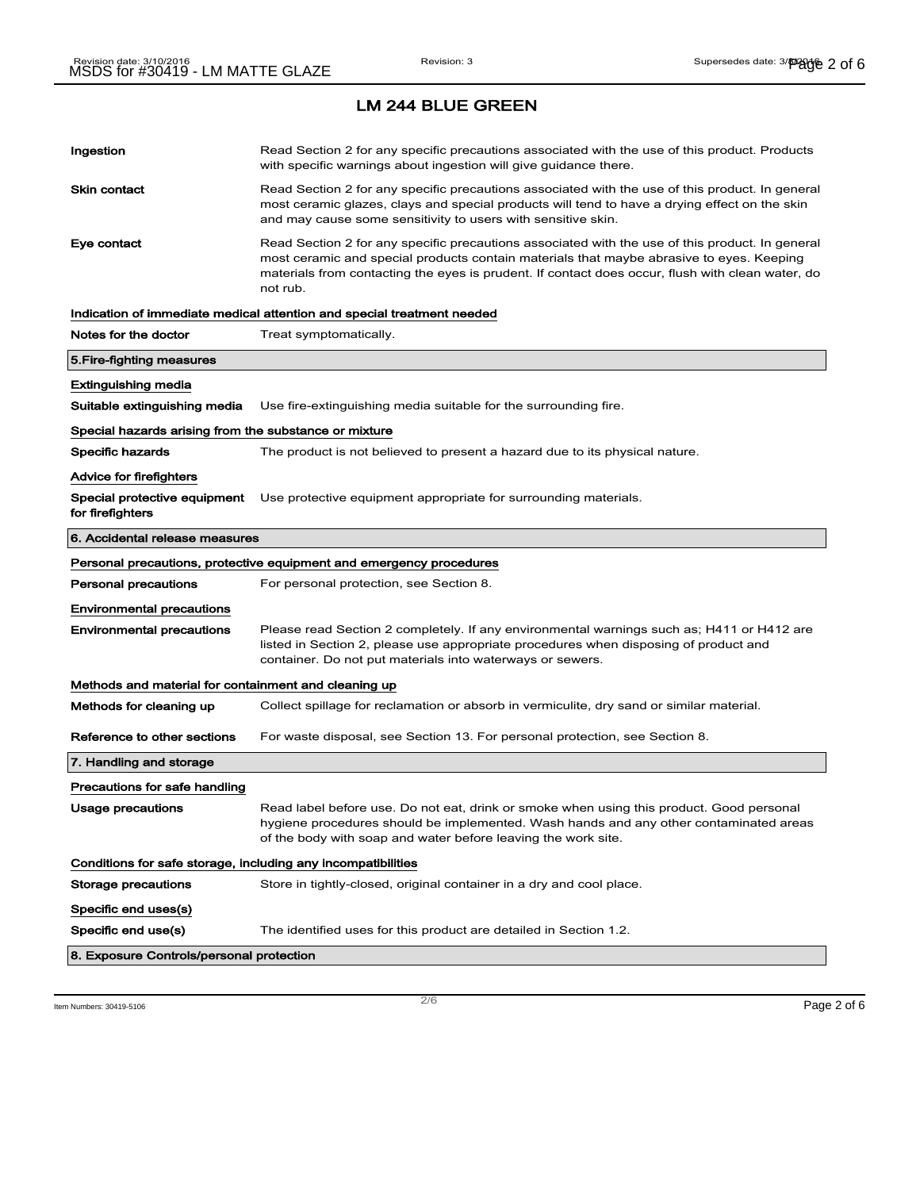## LM 244 BLUE GREEN

| | |
|---|---|
| **Ingestion** | Read Section 2 for any specific precautions associated with the use of this product. Products with specific warnings about ingestion will give guidance there. |
| **Skin contact** | Read Section 2 for any specific precautions associated with the use of this product. In general most ceramic glazes, clays and special products will tend to have a drying effect on the skin and may cause some sensitivity to users with sensitive skin. |
| **Eye contact** | Read Section 2 for any specific precautions associated with the use of this product. In general most ceramic and special products contain materials that maybe abrasive to eyes. Keeping materials from contacting the eyes is prudent. If contact does occur, flush with clean water, do not rub. |

**Indication of immediate medical attention and special treatment needed**

| | |
|---|---|
| **Notes for the doctor** | Treat symptomatically. |

### 5.Fire-fighting measures

**Extinguishing media**

| | |
|---|---|
| **Suitable extinguishing media** | Use fire-extinguishing media suitable for the surrounding fire. |

**Special hazards arising from the substance or mixture**

| | |
|---|---|
| **Specific hazards** | The product is not believed to present a hazard due to its physical nature. |

**Advice for firefighters**

| | |
|---|---|
| **Special protective equipment for firefighters** | Use protective equipment appropriate for surrounding materials. |

### 6. Accidental release measures

**Personal precautions, protective equipment and emergency procedures**

| | |
|---|---|
| **Personal precautions** | For personal protection, see Section 8. |

**Environmental precautions**

| | |
|---|---|
| **Environmental precautions** | Please read Section 2 completely. If any environmental warnings such as; H411 or H412 are listed in Section 2, please use appropriate procedures when disposing of product and container. Do not put materials into waterways or sewers. |

**Methods and material for containment and cleaning up**

| | |
|---|---|
| **Methods for cleaning up** | Collect spillage for reclamation or absorb in vermiculite, dry sand or similar material. |
| **Reference to other sections** | For waste disposal, see Section 13. For personal protection, see Section 8. |

### 7. Handling and storage

**Precautions for safe handling**

| | |
|---|---|
| **Usage precautions** | Read label before use. Do not eat, drink or smoke when using this product. Good personal hygiene procedures should be implemented. Wash hands and any other contaminated areas of the body with soap and water before leaving the work site. |

**Conditions for safe storage, including any incompatibilities**

| | |
|---|---|
| **Storage precautions** | Store in tightly-closed, original container in a dry and cool place. |

**Specific end uses(s)**

| | |
|---|---|
| **Specific end use(s)** | The identified uses for this product are detailed in Section 1.2. |

### 8. Exposure Controls/personal protection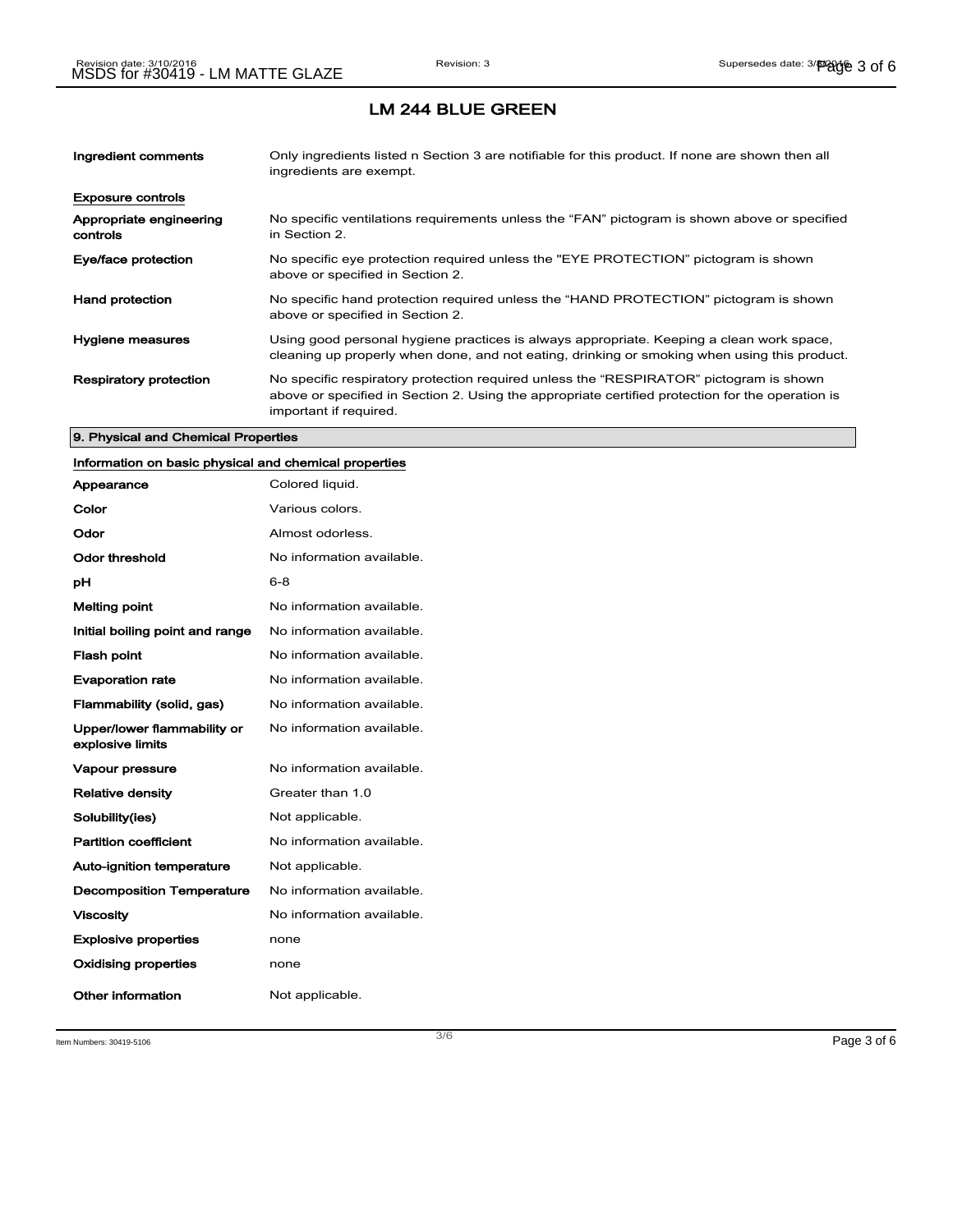## LM 244 BLUE GREEN

| | |
|---|---|
| **Ingredient comments** | Only ingredients listed n Section 3 are notifiable for this product. If none are shown then all ingredients are exempt. |

**Exposure controls**

| | |
|---|---|
| **Appropriate engineering controls** | No specific ventilations requirements unless the "FAN" pictogram is shown above or specified in Section 2. |
| **Eye/face protection** | No specific eye protection required unless the "EYE PROTECTION" pictogram is shown above or specified in Section 2. |
| **Hand protection** | No specific hand protection required unless the "HAND PROTECTION" pictogram is shown above or specified in Section 2. |
| **Hygiene measures** | Using good personal hygiene practices is always appropriate. Keeping a clean work space, cleaning up properly when done, and not eating, drinking or smoking when using this product. |
| **Respiratory protection** | No specific respiratory protection required unless the "RESPIRATOR" pictogram is shown above or specified in Section 2. Using the appropriate certified protection for the operation is important if required. |

### 9. Physical and Chemical Properties

**Information on basic physical and chemical properties**

| | |
|---|---|
| **Appearance** | Colored liquid. |
| **Color** | Various colors. |
| **Odor** | Almost odorless. |
| **Odor threshold** | No information available. |
| **pH** | 6-8 |
| **Melting point** | No information available. |
| **Initial boiling point and range** | No information available. |
| **Flash point** | No information available. |
| **Evaporation rate** | No information available. |
| **Flammability (solid, gas)** | No information available. |
| **Upper/lower flammability or explosive limits** | No information available. |
| **Vapour pressure** | No information available. |
| **Relative density** | Greater than 1.0 |
| **Solubility(ies)** | Not applicable. |
| **Partition coefficient** | No information available. |
| **Auto-ignition temperature** | Not applicable. |
| **Decomposition Temperature** | No information available. |
| **Viscosity** | No information available. |
| **Explosive properties** | none |
| **Oxidising properties** | none |
| **Other information** | Not applicable. |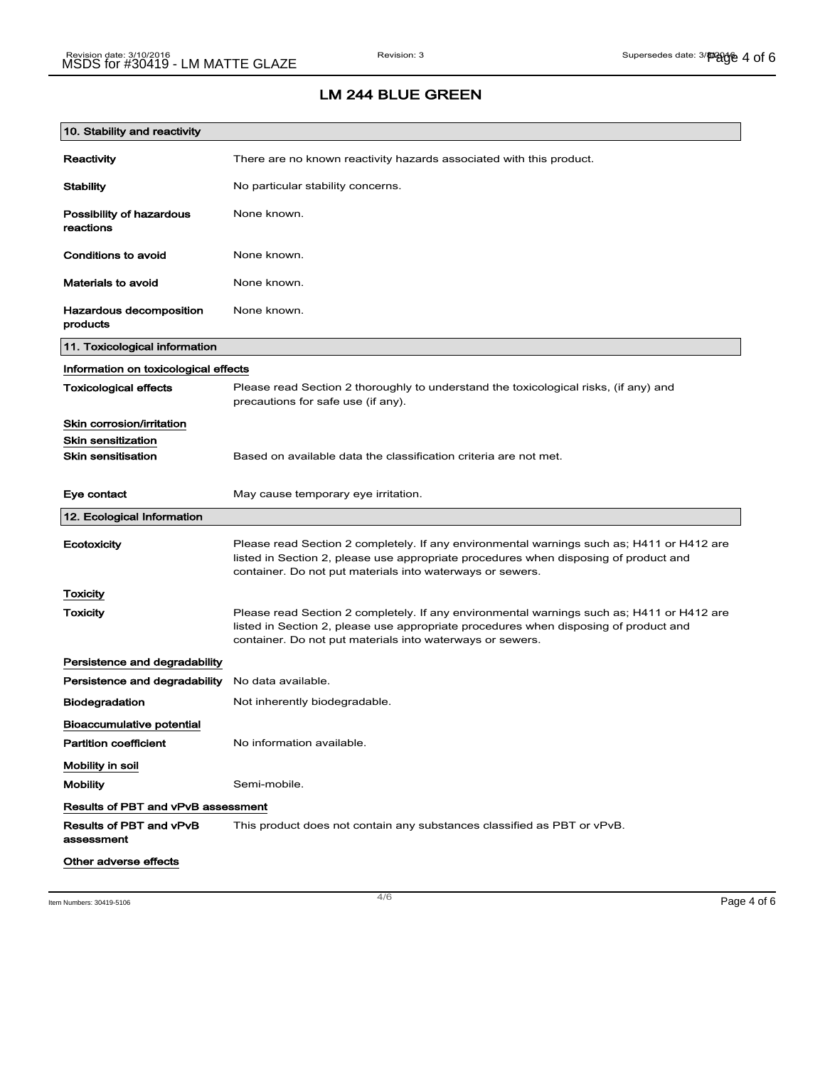# LM 244 BLUE GREEN

## 10. Stability and reactivity

**Reactivity** There are no known reactivity hazards associated with this product.

**Stability** No particular stability concerns.

**Possibility of hazardous reactions** None known.

**Conditions to avoid** None known.

**Materials to avoid** None known.

**Hazardous decomposition products** None known.

## 11. Toxicological information

### Information on toxicological effects

**Toxicological effects** Please read Section 2 thoroughly to understand the toxicological risks, (if any) and precautions for safe use (if any).

### Skin corrosion/irritation

### Skin sensitization

**Skin sensitisation** Based on available data the classification criteria are not met.

**Eye contact** May cause temporary eye irritation.

## 12. Ecological Information

**Ecotoxicity** Please read Section 2 completely. If any environmental warnings such as; H411 or H412 are listed in Section 2, please use appropriate procedures when disposing of product and container. Do not put materials into waterways or sewers.

### Toxicity

**Toxicity** Please read Section 2 completely. If any environmental warnings such as; H411 or H412 are listed in Section 2, please use appropriate procedures when disposing of product and container. Do not put materials into waterways or sewers.

### Persistence and degradability

**Persistence and degradability** No data available.

**Biodegradation** Not inherently biodegradable.

### Bioaccumulative potential

**Partition coefficient** No information available.

### Mobility in soil

**Mobility** Semi-mobile.

### Results of PBT and vPvB assessment

**Results of PBT and vPvB assessment** This product does not contain any substances classified as PBT or vPvB.

### Other adverse effects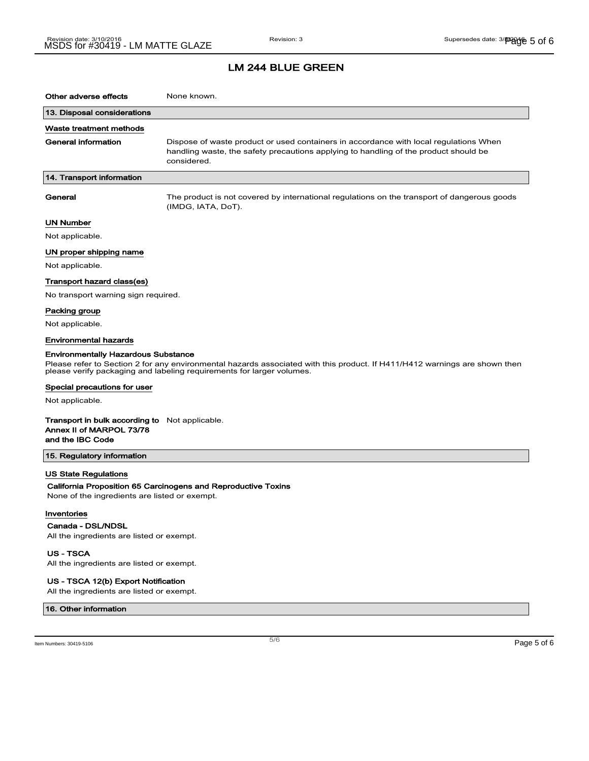# LM 244 BLUE GREEN

**Other adverse effects** None known.

## 13. Disposal considerations

### Waste treatment methods

**General information** Dispose of waste product or used containers in accordance with local regulations When handling waste, the safety precautions applying to handling of the product should be considered.

## 14. Transport information

**General** The product is not covered by international regulations on the transport of dangerous goods (IMDG, IATA, DoT).

### UN Number

Not applicable.

### UN proper shipping name

Not applicable.

### Transport hazard class(es)

No transport warning sign required.

### Packing group

Not applicable.

### Environmental hazards

**Environmentally Hazardous Substance**

Please refer to Section 2 for any environmental hazards associated with this product. If H411/H412 warnings are shown then please verify packaging and labeling requirements for larger volumes.

### Special precautions for user

Not applicable.

**Transport in bulk according to Annex II of MARPOL 73/78 and the IBC Code** Not applicable.

## 15. Regulatory information

### US State Regulations

**California Proposition 65 Carcinogens and Reproductive Toxins**

None of the ingredients are listed or exempt.

### Inventories

**Canada - DSL/NDSL**

All the ingredients are listed or exempt.

**US - TSCA**

All the ingredients are listed or exempt.

**US - TSCA 12(b) Export Notification**

All the ingredients are listed or exempt.

## 16. Other information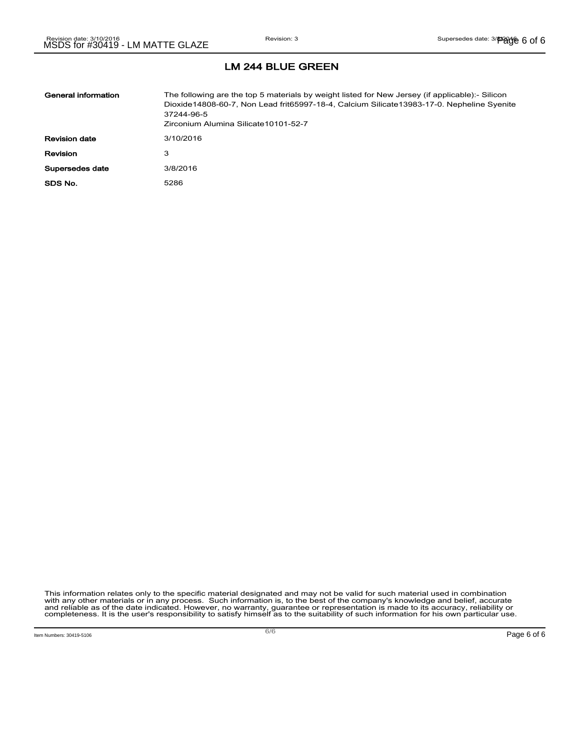# LM 244 BLUE GREEN

| | |
|---|---|
| **General information** | The following are the top 5 materials by weight listed for New Jersey (if applicable):- Silicon Dioxide14808-60-7, Non Lead frit65997-18-4, Calcium Silicate13983-17-0. Nepheline Syenite 37244-96-5<br>Zirconium Alumina Silicate10101-52-7 |
| **Revision date** | 3/10/2016 |
| **Revision** | 3 |
| **Supersedes date** | 3/8/2016 |
| **SDS No.** | 5286 |

This information relates only to the specific material designated and may not be valid for such material used in combination with any other materials or in any process. Such information is, to the best of the company's knowledge and belief, accurate and reliable as of the date indicated. However, no warranty, guarantee or representation is made to its accuracy, reliability or completeness. It is the user's responsibility to satisfy himself as to the suitability of such information for his own particular use.

Item Numbers: 30419-5106